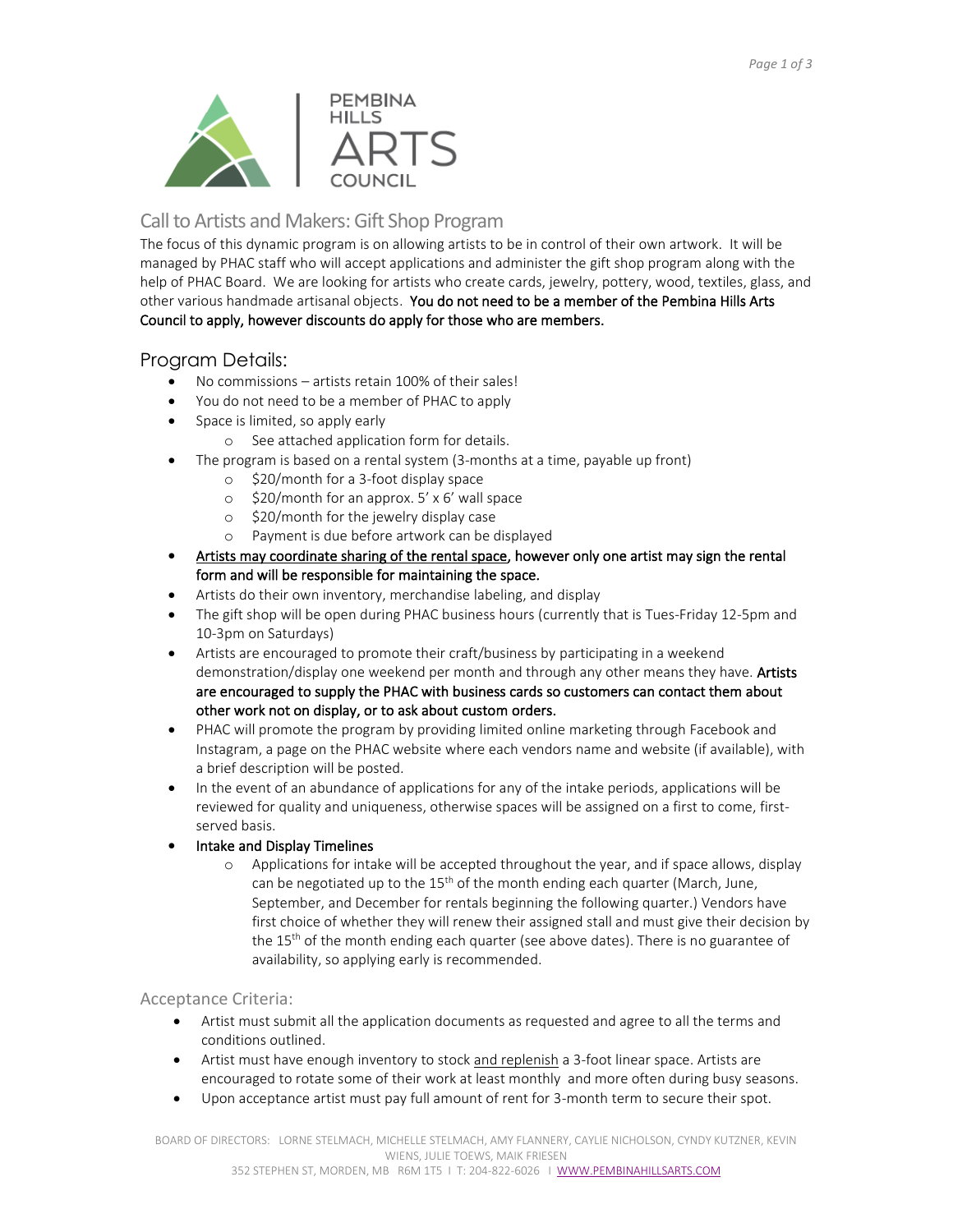# PEMBINA HILLS ARTS COUNCIL

## Call to Artists and Makers: Gift Shop Program

The focus of this dynamic program is on allowing artists to be in control of their own artwork. It will be managed by PHAC staff who will accept applications and administer the gift shop program along with the help of PHAC Board. We are looking for artists who create cards, jewelry, pottery, wood, textiles, glass, and other various handmade artisanal objects. **You do not need to be a member of the Pembina Hills Arts Council to apply, however discounts do apply for those who are members.**

## Program Details:

- No commissions – artists retain 100% of their sales!
- You do not need to be a member of PHAC to apply
- Space is limited, so apply early
    - See attached application form for details.
- The program is based on a rental system (3-months at a time, payable up front)
    - $20/month for a 3-foot display space
    - $20/month for an approx. 5' x 6' wall space
    - $20/month for the jewelry display case
    - Payment is due before artwork can be displayed
- **Artists may coordinate sharing of the rental space, however only one artist may sign the rental form and will be responsible for maintaining the space.**
- Artists do their own inventory, merchandise labeling, and display
- The gift shop will be open during PHAC business hours (currently that is Tues-Friday 12-5pm and 10-3pm on Saturdays)
- Artists are encouraged to promote their craft/business by participating in a weekend demonstration/display one weekend per month and through any other means they have. **Artists are encouraged to supply the PHAC with business cards so customers can contact them about other work not on display, or to ask about custom orders.**
- PHAC will promote the program by providing limited online marketing through Facebook and Instagram, a page on the PHAC website where each vendors name and website (if available), with a brief description will be posted.
- In the event of an abundance of applications for any of the intake periods, applications will be reviewed for quality and uniqueness, otherwise spaces will be assigned on a first to come, first-served basis.
- **Intake and Display Timelines**
    - Applications for intake will be accepted throughout the year, and if space allows, display can be negotiated up to the 15th of the month ending each quarter (March, June, September, and December for rentals beginning the following quarter.) Vendors have first choice of whether they will renew their assigned stall and must give their decision by the 15th of the month ending each quarter (see above dates). There is no guarantee of availability, so applying early is recommended.

### Acceptance Criteria:

- Artist must submit all the application documents as requested and agree to all the terms and conditions outlined.
- Artist must have enough inventory to stock and replenish a 3-foot linear space. Artists are encouraged to rotate some of their work at least monthly and more often during busy seasons.
- Upon acceptance artist must pay full amount of rent for 3-month term to secure their spot.

BOARD OF DIRECTORS: LORNE STELMACH, MICHELLE STELMACH, AMY FLANNERY, CAYLIE NICHOLSON, CYNDY KUTZNER, KEVIN WIENS, JULIE TOEWS, MAIK FRIESEN
352 STEPHEN ST, MORDEN, MB R6M 1T5 I T: 204-822-6026 I WWW.PEMBINAHILLSARTS.COM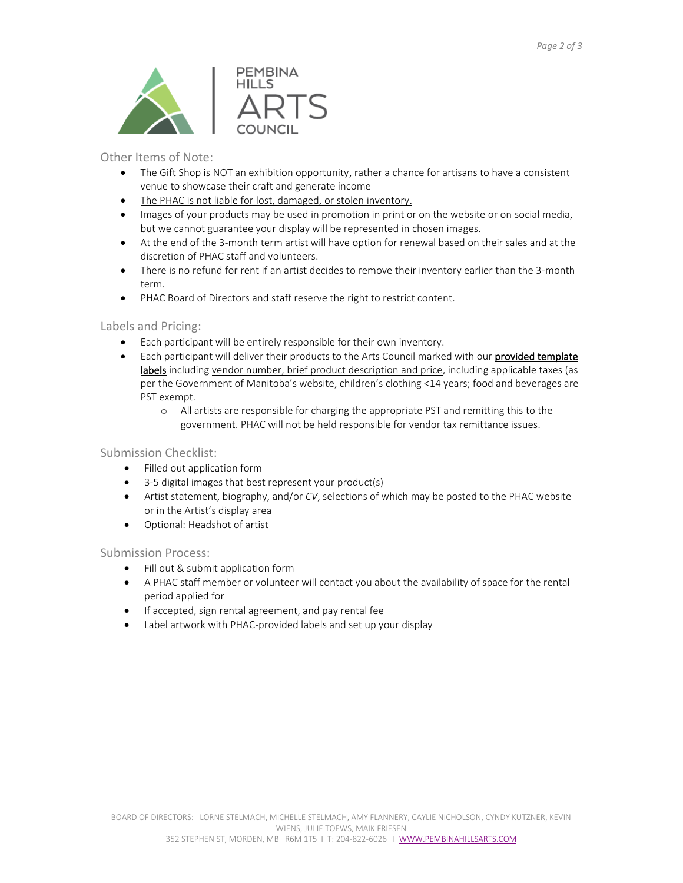## Other Items of Note:

- The Gift Shop is NOT an exhibition opportunity, rather a chance for artisans to have a consistent venue to showcase their craft and generate income
- The PHAC is not liable for lost, damaged, or stolen inventory.
- Images of your products may be used in promotion in print or on the website or on social media, but we cannot guarantee your display will be represented in chosen images.
- At the end of the 3-month term artist will have option for renewal based on their sales and at the discretion of PHAC staff and volunteers.
- There is no refund for rent if an artist decides to remove their inventory earlier than the 3-month term.
- PHAC Board of Directors and staff reserve the right to restrict content.

## Labels and Pricing:

- Each participant will be entirely responsible for their own inventory.
- Each participant will deliver their products to the Arts Council marked with our **provided template labels** including vendor number, brief product description and price, including applicable taxes (as per the Government of Manitoba's website, children's clothing <14 years; food and beverages are PST exempt.
  - All artists are responsible for charging the appropriate PST and remitting this to the government. PHAC will not be held responsible for vendor tax remittance issues.

## Submission Checklist:

- Filled out application form
- 3-5 digital images that best represent your product(s)
- Artist statement, biography, and/or *CV*, selections of which may be posted to the PHAC website or in the Artist's display area
- Optional: Headshot of artist

## Submission Process:

- Fill out & submit application form
- A PHAC staff member or volunteer will contact you about the availability of space for the rental period applied for
- If accepted, sign rental agreement, and pay rental fee
- Label artwork with PHAC-provided labels and set up your display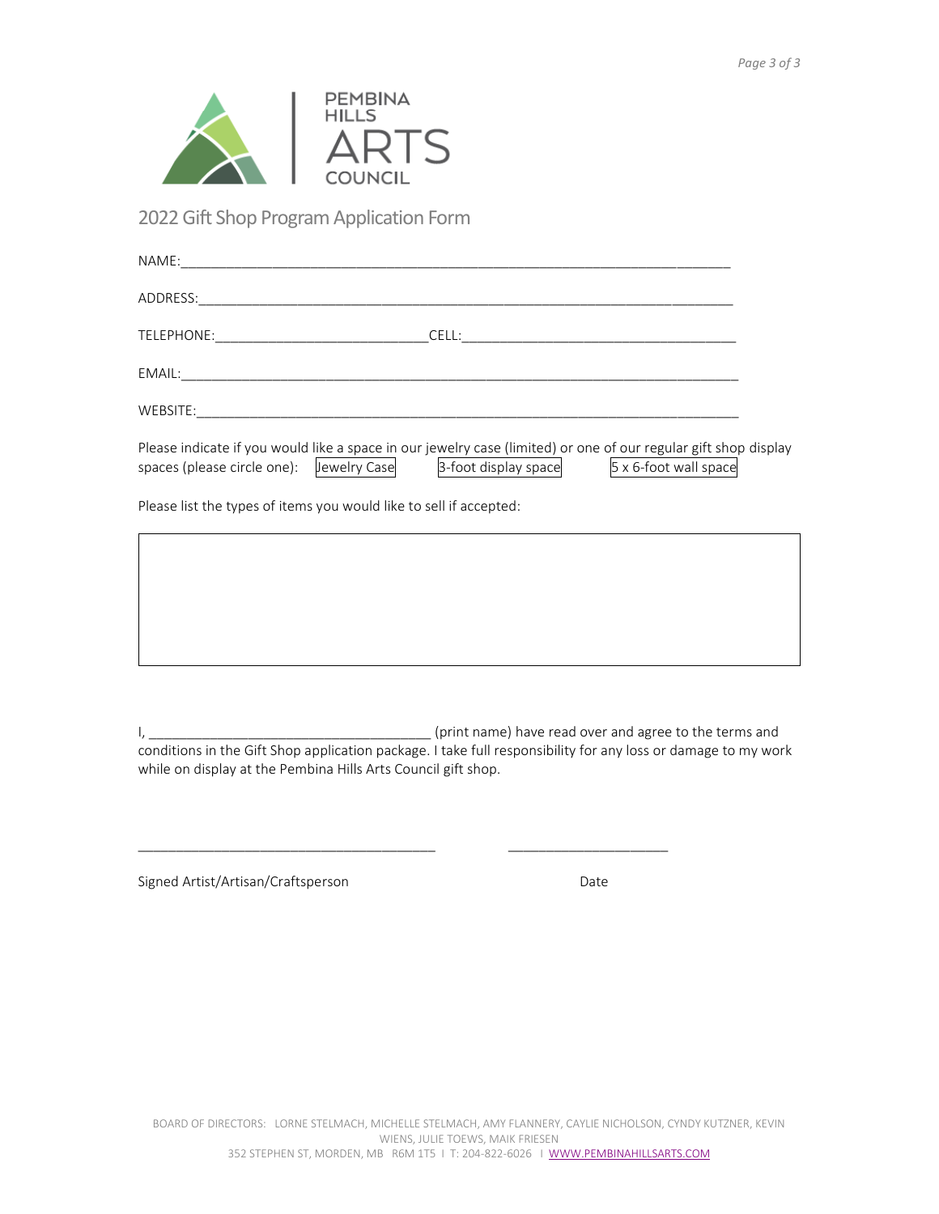PEMBINA HILLS ARTS COUNCIL

## 2022 Gift Shop Program Application Form

NAME:\_\_\_\_\_\_\_\_\_\_\_\_\_\_\_\_\_\_\_\_\_\_\_\_\_\_\_\_\_\_\_\_\_\_\_\_\_\_\_\_\_\_\_\_\_\_\_\_\_\_\_\_\_\_\_\_\_\_\_\_\_\_\_\_\_\_\_\_

ADDRESS:\_\_\_\_\_\_\_\_\_\_\_\_\_\_\_\_\_\_\_\_\_\_\_\_\_\_\_\_\_\_\_\_\_\_\_\_\_\_\_\_\_\_\_\_\_\_\_\_\_\_\_\_\_\_\_\_\_\_\_\_\_\_\_\_\_\_

TELEPHONE:\_\_\_\_\_\_\_\_\_\_\_\_\_\_\_\_\_\_\_\_\_\_\_\_\_\_\_\_CELL:\_\_\_\_\_\_\_\_\_\_\_\_\_\_\_\_\_\_\_\_\_\_\_\_\_\_\_\_\_\_\_\_\_\_\_

EMAIL:\_\_\_\_\_\_\_\_\_\_\_\_\_\_\_\_\_\_\_\_\_\_\_\_\_\_\_\_\_\_\_\_\_\_\_\_\_\_\_\_\_\_\_\_\_\_\_\_\_\_\_\_\_\_\_\_\_\_\_\_\_\_\_\_\_\_\_\_\_

WEBSITE:\_\_\_\_\_\_\_\_\_\_\_\_\_\_\_\_\_\_\_\_\_\_\_\_\_\_\_\_\_\_\_\_\_\_\_\_\_\_\_\_\_\_\_\_\_\_\_\_\_\_\_\_\_\_\_\_\_\_\_\_\_\_\_\_\_\_\_

Please indicate if you would like a space in our jewelry case (limited) or one of our regular gift shop display spaces (please circle one): Jewelry Case 3-foot display space 5 x 6-foot wall space

Please list the types of items you would like to sell if accepted:

| |
|---|
| |

I, \_\_\_\_\_\_\_\_\_\_\_\_\_\_\_\_\_\_\_\_\_\_\_\_\_\_\_\_\_\_\_\_\_\_\_\_\_\_ (print name) have read over and agree to the terms and conditions in the Gift Shop application package. I take full responsibility for any loss or damage to my work while on display at the Pembina Hills Arts Council gift shop.

\_\_\_\_\_\_\_\_\_\_\_\_\_\_\_\_\_\_\_\_\_\_\_\_\_\_\_\_\_\_\_\_\_\_\_\_\_\_\_\_ \_\_\_\_\_\_\_\_\_\_\_\_\_\_\_\_\_\_\_\_\_\_

Signed Artist/Artisan/Craftsperson Date

BOARD OF DIRECTORS: LORNE STELMACH, MICHELLE STELMACH, AMY FLANNERY, CAYLIE NICHOLSON, CYNDY KUTZNER, KEVIN WIENS, JULIE TOEWS, MAIK FRIESEN
352 STEPHEN ST, MORDEN, MB R6M 1T5 I T: 204-822-6026 I WWW.PEMBINAHILLSARTS.COM